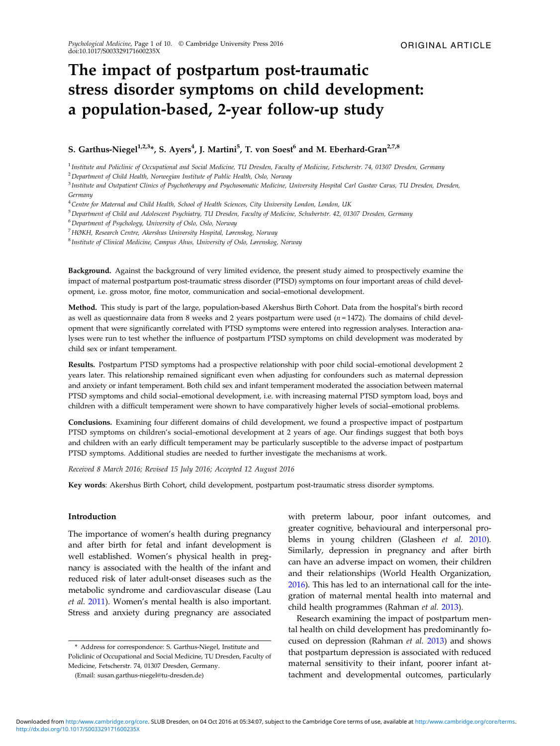ORIGINAL ARTICLE

# The impact of postpartum post-traumatic stress disorder symptoms on child development: a population-based, 2-year follow-up study

**S. Garthus-Niegel[1,2,3]\*, S. Ayers[4], J. Martini[5], T. von Soest[6] and M. Eberhard-Gran[2,7,8]**

[1] *Institute and Policlinic of Occupational and Social Medicine, TU Dresden, Faculty of Medicine, Fetscherstr. 74, 01307 Dresden, Germany*
[2] *Department of Child Health, Norwegian Institute of Public Health, Oslo, Norway*
[3] *Institute and Outpatient Clinics of Psychotherapy and Psychosomatic Medicine, University Hospital Carl Gustav Carus, TU Dresden, Dresden, Germany*
[4] *Centre for Maternal and Child Health, School of Health Sciences, City University London, London, UK*
[5] *Department of Child and Adolescent Psychiatry, TU Dresden, Faculty of Medicine, Schubertstr. 42, 01307 Dresden, Germany*
[6] *Department of Psychology, University of Oslo, Oslo, Norway*
[7] *HØKH, Research Centre, Akershus University Hospital, Lørenskog, Norway*
[8] *Institute of Clinical Medicine, Campus Ahus, University of Oslo, Lørenskog, Norway*

**Background.** Against the background of very limited evidence, the present study aimed to prospectively examine the impact of maternal postpartum post-traumatic stress disorder (PTSD) symptoms on four important areas of child development, i.e. gross motor, fine motor, communication and social–emotional development.

**Method.** This study is part of the large, population-based Akershus Birth Cohort. Data from the hospital's birth record as well as questionnaire data from 8 weeks and 2 years postpartum were used ($n = 1472$). The domains of child development that were significantly correlated with PTSD symptoms were entered into regression analyses. Interaction analyses were run to test whether the influence of postpartum PTSD symptoms on child development was moderated by child sex or infant temperament.

**Results.** Postpartum PTSD symptoms had a prospective relationship with poor child social–emotional development 2 years later. This relationship remained significant even when adjusting for confounders such as maternal depression and anxiety or infant temperament. Both child sex and infant temperament moderated the association between maternal PTSD symptoms and child social–emotional development, i.e. with increasing maternal PTSD symptom load, boys and children with a difficult temperament were shown to have comparatively higher levels of social–emotional problems.

**Conclusions.** Examining four different domains of child development, we found a prospective impact of postpartum PTSD symptoms on children's social–emotional development at 2 years of age. Our findings suggest that both boys and children with an early difficult temperament may be particularly susceptible to the adverse impact of postpartum PTSD symptoms. Additional studies are needed to further investigate the mechanisms at work.

*Received 8 March 2016; Revised 15 July 2016; Accepted 12 August 2016*

**Key words**: Akershus Birth Cohort, child development, postpartum post-traumatic stress disorder symptoms.

## Introduction

The importance of women's health during pregnancy and after birth for fetal and infant development is well established. Women's physical health in pregnancy is associated with the health of the infant and reduced risk of later adult-onset diseases such as the metabolic syndrome and cardiovascular disease (Lau *et al.* 2011). Women's mental health is also important. Stress and anxiety during pregnancy are associated with preterm labour, poor infant outcomes, and greater cognitive, behavioural and interpersonal problems in young children (Glasheen *et al.* 2010). Similarly, depression in pregnancy and after birth can have an adverse impact on women, their children and their relationships (World Health Organization, 2016). This has led to an international call for the integration of maternal mental health into maternal and child health programmes (Rahman *et al.* 2013).

Research examining the impact of postpartum mental health on child development has predominantly focused on depression (Rahman *et al.* 2013) and shows that postpartum depression is associated with reduced maternal sensitivity to their infant, poorer infant attachment and developmental outcomes, particularly

\* Address for correspondence: S. Garthus-Niegel, Institute and Policlinic of Occupational and Social Medicine, TU Dresden, Faculty of Medicine, Fetscherstr. 74, 01307 Dresden, Germany.

(Email: susan.garthus-niegel@tu-dresden.de)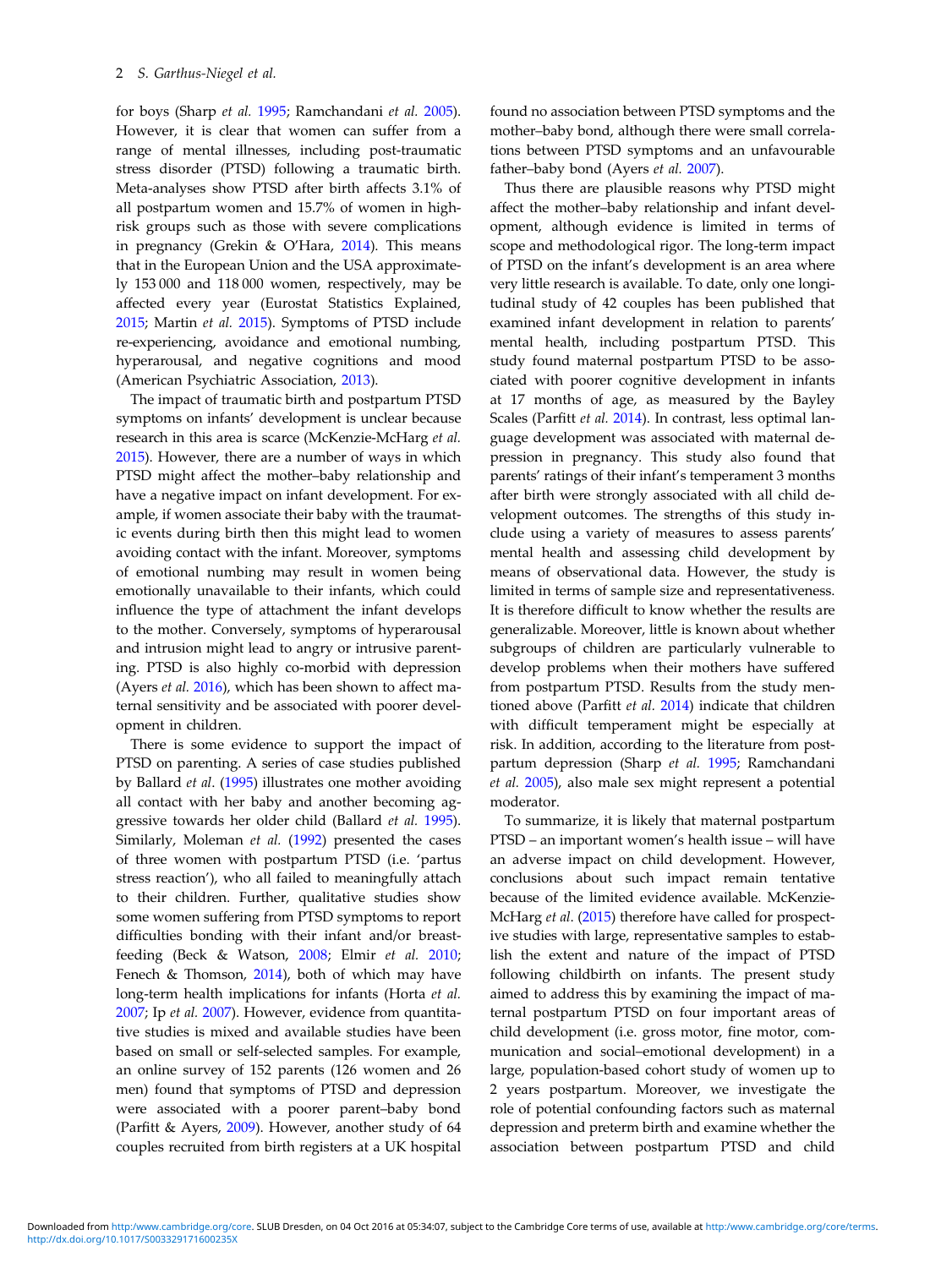for boys (Sharp *et al.* 1995; Ramchandani *et al.* 2005). However, it is clear that women can suffer from a range of mental illnesses, including post-traumatic stress disorder (PTSD) following a traumatic birth. Meta-analyses show PTSD after birth affects 3.1% of all postpartum women and 15.7% of women in high-risk groups such as those with severe complications in pregnancy (Grekin & O'Hara, 2014). This means that in the European Union and the USA approximately 153 000 and 118 000 women, respectively, may be affected every year (Eurostat Statistics Explained, 2015; Martin *et al.* 2015). Symptoms of PTSD include re-experiencing, avoidance and emotional numbing, hyperarousal, and negative cognitions and mood (American Psychiatric Association, 2013).

The impact of traumatic birth and postpartum PTSD symptoms on infants' development is unclear because research in this area is scarce (McKenzie-McHarg *et al.* 2015). However, there are a number of ways in which PTSD might affect the mother–baby relationship and have a negative impact on infant development. For example, if women associate their baby with the traumatic events during birth then this might lead to women avoiding contact with the infant. Moreover, symptoms of emotional numbing may result in women being emotionally unavailable to their infants, which could influence the type of attachment the infant develops to the mother. Conversely, symptoms of hyperarousal and intrusion might lead to angry or intrusive parenting. PTSD is also highly co-morbid with depression (Ayers *et al.* 2016), which has been shown to affect maternal sensitivity and be associated with poorer development in children.

There is some evidence to support the impact of PTSD on parenting. A series of case studies published by Ballard *et al*. (1995) illustrates one mother avoiding all contact with her baby and another becoming aggressive towards her older child (Ballard *et al.* 1995). Similarly, Moleman *et al.* (1992) presented the cases of three women with postpartum PTSD (i.e. 'partus stress reaction'), who all failed to meaningfully attach to their children. Further, qualitative studies show some women suffering from PTSD symptoms to report difficulties bonding with their infant and/or breastfeeding (Beck & Watson, 2008; Elmir *et al.* 2010; Fenech & Thomson, 2014), both of which may have long-term health implications for infants (Horta *et al.* 2007; Ip *et al.* 2007). However, evidence from quantitative studies is mixed and available studies have been based on small or self-selected samples. For example, an online survey of 152 parents (126 women and 26 men) found that symptoms of PTSD and depression were associated with a poorer parent–baby bond (Parfitt & Ayers, 2009). However, another study of 64 couples recruited from birth registers at a UK hospital found no association between PTSD symptoms and the mother–baby bond, although there were small correlations between PTSD symptoms and an unfavourable father–baby bond (Ayers *et al.* 2007).

Thus there are plausible reasons why PTSD might affect the mother–baby relationship and infant development, although evidence is limited in terms of scope and methodological rigor. The long-term impact of PTSD on the infant's development is an area where very little research is available. To date, only one longitudinal study of 42 couples has been published that examined infant development in relation to parents' mental health, including postpartum PTSD. This study found maternal postpartum PTSD to be associated with poorer cognitive development in infants at 17 months of age, as measured by the Bayley Scales (Parfitt *et al.* 2014). In contrast, less optimal language development was associated with maternal depression in pregnancy. This study also found that parents' ratings of their infant's temperament 3 months after birth were strongly associated with all child development outcomes. The strengths of this study include using a variety of measures to assess parents' mental health and assessing child development by means of observational data. However, the study is limited in terms of sample size and representativeness. It is therefore difficult to know whether the results are generalizable. Moreover, little is known about whether subgroups of children are particularly vulnerable to develop problems when their mothers have suffered from postpartum PTSD. Results from the study mentioned above (Parfitt *et al.* 2014) indicate that children with difficult temperament might be especially at risk. In addition, according to the literature from postpartum depression (Sharp *et al.* 1995; Ramchandani *et al.* 2005), also male sex might represent a potential moderator.

To summarize, it is likely that maternal postpartum PTSD – an important women's health issue – will have an adverse impact on child development. However, conclusions about such impact remain tentative because of the limited evidence available. McKenzie-McHarg *et al*. (2015) therefore have called for prospective studies with large, representative samples to establish the extent and nature of the impact of PTSD following childbirth on infants. The present study aimed to address this by examining the impact of maternal postpartum PTSD on four important areas of child development (i.e. gross motor, fine motor, communication and social–emotional development) in a large, population-based cohort study of women up to 2 years postpartum. Moreover, we investigate the role of potential confounding factors such as maternal depression and preterm birth and examine whether the association between postpartum PTSD and child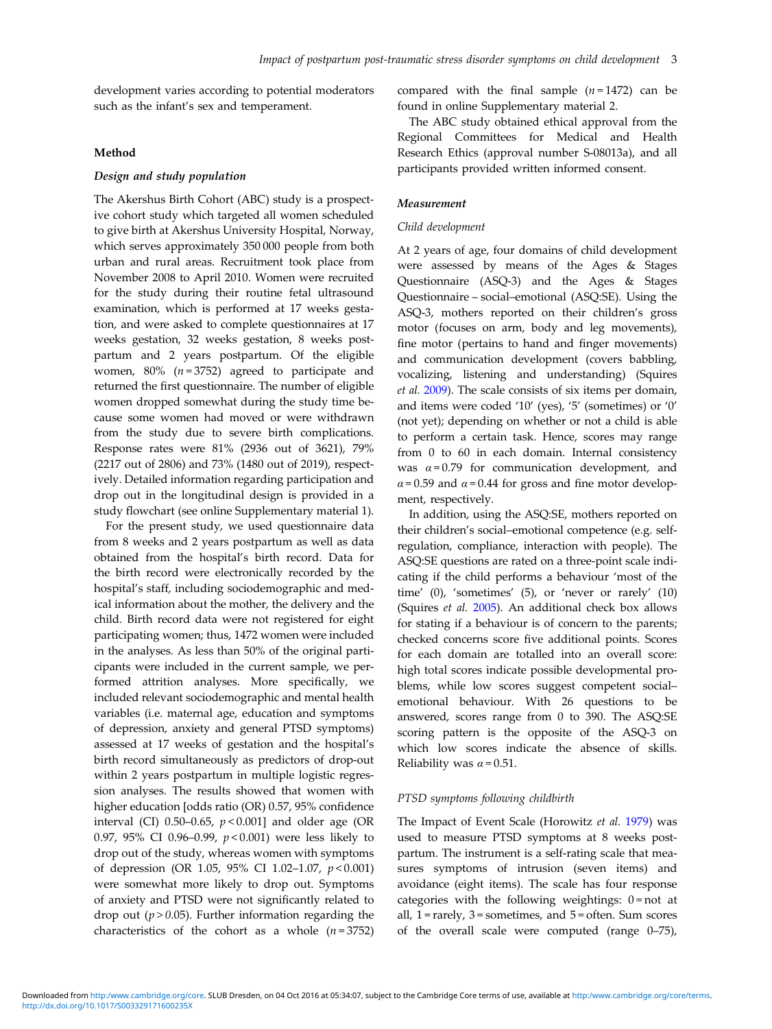development varies according to potential moderators such as the infant's sex and temperament.

## Method

### *Design and study population*

The Akershus Birth Cohort (ABC) study is a prospective cohort study which targeted all women scheduled to give birth at Akershus University Hospital, Norway, which serves approximately 350 000 people from both urban and rural areas. Recruitment took place from November 2008 to April 2010. Women were recruited for the study during their routine fetal ultrasound examination, which is performed at 17 weeks gestation, and were asked to complete questionnaires at 17 weeks gestation, 32 weeks gestation, 8 weeks postpartum and 2 years postpartum. Of the eligible women, 80% ($n = 3752$) agreed to participate and returned the first questionnaire. The number of eligible women dropped somewhat during the study time because some women had moved or were withdrawn from the study due to severe birth complications. Response rates were 81% (2936 out of 3621), 79% (2217 out of 2806) and 73% (1480 out of 2019), respectively. Detailed information regarding participation and drop out in the longitudinal design is provided in a study flowchart (see online Supplementary material 1).

For the present study, we used questionnaire data from 8 weeks and 2 years postpartum as well as data obtained from the hospital's birth record. Data for the birth record were electronically recorded by the hospital's staff, including sociodemographic and medical information about the mother, the delivery and the child. Birth record data were not registered for eight participating women; thus, 1472 women were included in the analyses. As less than 50% of the original participants were included in the current sample, we performed attrition analyses. More specifically, we included relevant sociodemographic and mental health variables (i.e. maternal age, education and symptoms of depression, anxiety and general PTSD symptoms) assessed at 17 weeks of gestation and the hospital's birth record simultaneously as predictors of drop-out within 2 years postpartum in multiple logistic regression analyses. The results showed that women with higher education [odds ratio (OR) 0.57, 95% confidence interval (CI) 0.50–0.65, $p < 0.001$] and older age (OR 0.97, 95% CI 0.96–0.99, $p < 0.001$) were less likely to drop out of the study, whereas women with symptoms of depression (OR 1.05, 95% CI 1.02–1.07, $p < 0.001$) were somewhat more likely to drop out. Symptoms of anxiety and PTSD were not significantly related to drop out ($p > 0.05$). Further information regarding the characteristics of the cohort as a whole ($n = 3752$) compared with the final sample ($n = 1472$) can be found in online Supplementary material 2.

The ABC study obtained ethical approval from the Regional Committees for Medical and Health Research Ethics (approval number S-08013a), and all participants provided written informed consent.

### *Measurement*

#### *Child development*

At 2 years of age, four domains of child development were assessed by means of the Ages & Stages Questionnaire (ASQ-3) and the Ages & Stages Questionnaire – social–emotional (ASQ:SE). Using the ASQ-3, mothers reported on their children's gross motor (focuses on arm, body and leg movements), fine motor (pertains to hand and finger movements) and communication development (covers babbling, vocalizing, listening and understanding) (Squires *et al.* 2009). The scale consists of six items per domain, and items were coded '10' (yes), '5' (sometimes) or '0' (not yet); depending on whether or not a child is able to perform a certain task. Hence, scores may range from 0 to 60 in each domain. Internal consistency was $\alpha = 0.79$ for communication development, and $\alpha = 0.59$ and $\alpha = 0.44$ for gross and fine motor development, respectively.

In addition, using the ASQ:SE, mothers reported on their children's social–emotional competence (e.g. self-regulation, compliance, interaction with people). The ASQ:SE questions are rated on a three-point scale indicating if the child performs a behaviour 'most of the time' (0), 'sometimes' (5), or 'never or rarely' (10) (Squires *et al.* 2005). An additional check box allows for stating if a behaviour is of concern to the parents; checked concerns score five additional points. Scores for each domain are totalled into an overall score: high total scores indicate possible developmental problems, while low scores suggest competent social–emotional behaviour. With 26 questions to be answered, scores range from 0 to 390. The ASQ:SE scoring pattern is the opposite of the ASQ-3 on which low scores indicate the absence of skills. Reliability was $\alpha = 0.51$.

#### *PTSD symptoms following childbirth*

The Impact of Event Scale (Horowitz *et al.* 1979) was used to measure PTSD symptoms at 8 weeks postpartum. The instrument is a self-rating scale that measures symptoms of intrusion (seven items) and avoidance (eight items). The scale has four response categories with the following weightings: 0 = not at all, 1 = rarely, 3 = sometimes, and 5 = often. Sum scores of the overall scale were computed (range 0–75),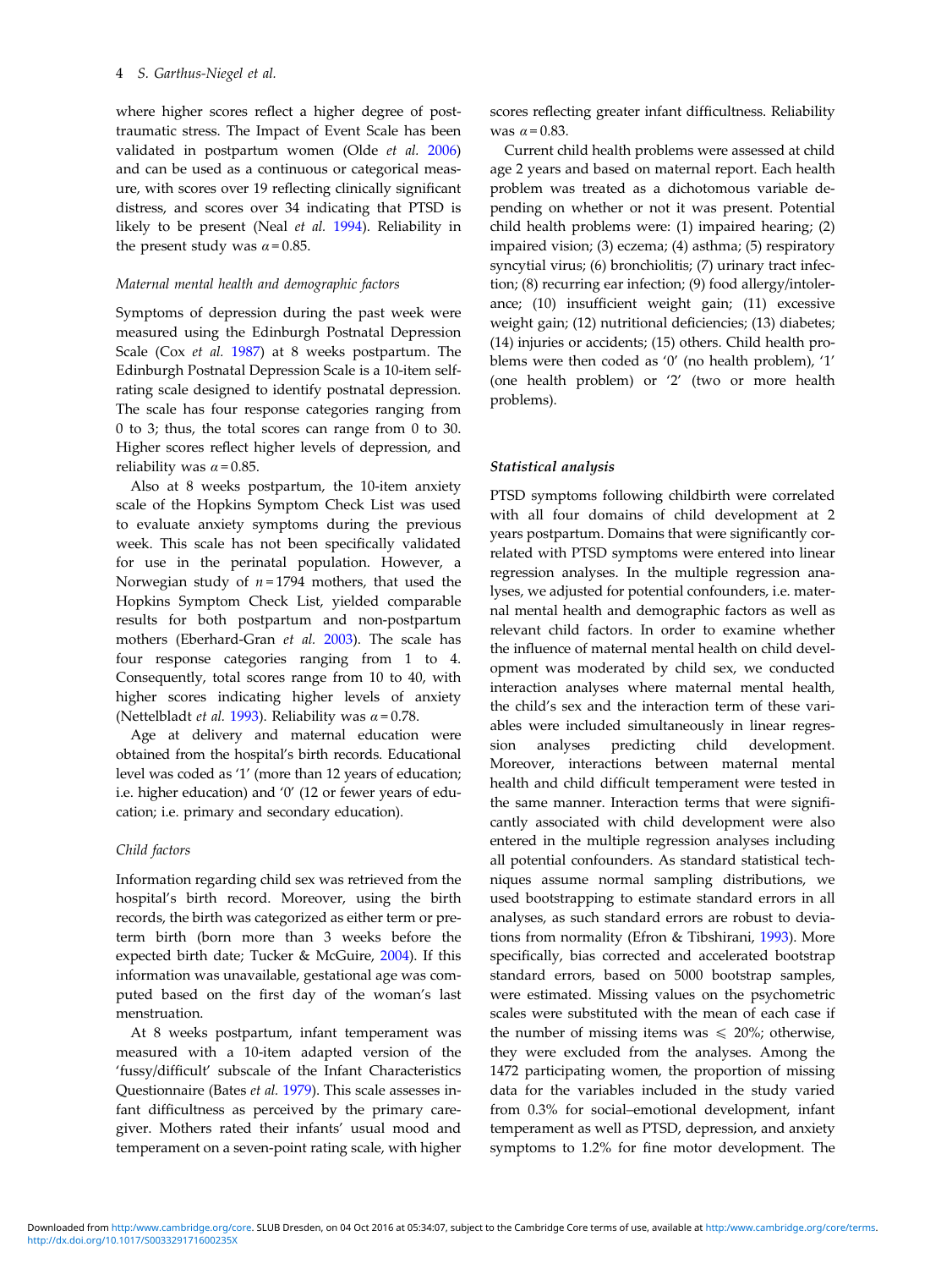where higher scores reflect a higher degree of post-traumatic stress. The Impact of Event Scale has been validated in postpartum women (Olde *et al.* 2006) and can be used as a continuous or categorical measure, with scores over 19 reflecting clinically significant distress, and scores over 34 indicating that PTSD is likely to be present (Neal *et al.* 1994). Reliability in the present study was $\alpha = 0.85$.

#### *Maternal mental health and demographic factors*

Symptoms of depression during the past week were measured using the Edinburgh Postnatal Depression Scale (Cox *et al.* 1987) at 8 weeks postpartum. The Edinburgh Postnatal Depression Scale is a 10-item self-rating scale designed to identify postnatal depression. The scale has four response categories ranging from 0 to 3; thus, the total scores can range from 0 to 30. Higher scores reflect higher levels of depression, and reliability was $\alpha = 0.85$.

Also at 8 weeks postpartum, the 10-item anxiety scale of the Hopkins Symptom Check List was used to evaluate anxiety symptoms during the previous week. This scale has not been specifically validated for use in the perinatal population. However, a Norwegian study of $n = 1794$ mothers, that used the Hopkins Symptom Check List, yielded comparable results for both postpartum and non-postpartum mothers (Eberhard-Gran *et al.* 2003). The scale has four response categories ranging from 1 to 4. Consequently, total scores range from 10 to 40, with higher scores indicating higher levels of anxiety (Nettelbladt *et al.* 1993). Reliability was $\alpha = 0.78$.

Age at delivery and maternal education were obtained from the hospital's birth records. Educational level was coded as '1' (more than 12 years of education; i.e. higher education) and '0' (12 or fewer years of education; i.e. primary and secondary education).

#### *Child factors*

Information regarding child sex was retrieved from the hospital's birth record. Moreover, using the birth records, the birth was categorized as either term or preterm birth (born more than 3 weeks before the expected birth date; Tucker & McGuire, 2004). If this information was unavailable, gestational age was computed based on the first day of the woman's last menstruation.

At 8 weeks postpartum, infant temperament was measured with a 10-item adapted version of the 'fussy/difficult' subscale of the Infant Characteristics Questionnaire (Bates *et al.* 1979). This scale assesses infant difficultness as perceived by the primary caregiver. Mothers rated their infants' usual mood and temperament on a seven-point rating scale, with higher scores reflecting greater infant difficultness. Reliability was $\alpha = 0.83$.

Current child health problems were assessed at child age 2 years and based on maternal report. Each health problem was treated as a dichotomous variable depending on whether or not it was present. Potential child health problems were: (1) impaired hearing; (2) impaired vision; (3) eczema; (4) asthma; (5) respiratory syncytial virus; (6) bronchiolitis; (7) urinary tract infection; (8) recurring ear infection; (9) food allergy/intolerance; (10) insufficient weight gain; (11) excessive weight gain; (12) nutritional deficiencies; (13) diabetes; (14) injuries or accidents; (15) others. Child health problems were then coded as '0' (no health problem), '1' (one health problem) or '2' (two or more health problems).

### **Statistical analysis**

PTSD symptoms following childbirth were correlated with all four domains of child development at 2 years postpartum. Domains that were significantly correlated with PTSD symptoms were entered into linear regression analyses. In the multiple regression analyses, we adjusted for potential confounders, i.e. maternal mental health and demographic factors as well as relevant child factors. In order to examine whether the influence of maternal mental health on child development was moderated by child sex, we conducted interaction analyses where maternal mental health, the child's sex and the interaction term of these variables were included simultaneously in linear regression analyses predicting child development. Moreover, interactions between maternal mental health and child difficult temperament were tested in the same manner. Interaction terms that were significantly associated with child development were also entered in the multiple regression analyses including all potential confounders. As standard statistical techniques assume normal sampling distributions, we used bootstrapping to estimate standard errors in all analyses, as such standard errors are robust to deviations from normality (Efron & Tibshirani, 1993). More specifically, bias corrected and accelerated bootstrap standard errors, based on 5000 bootstrap samples, were estimated. Missing values on the psychometric scales were substituted with the mean of each case if the number of missing items was $\leqslant$ 20%; otherwise, they were excluded from the analyses. Among the 1472 participating women, the proportion of missing data for the variables included in the study varied from 0.3% for social–emotional development, infant temperament as well as PTSD, depression, and anxiety symptoms to 1.2% for fine motor development. The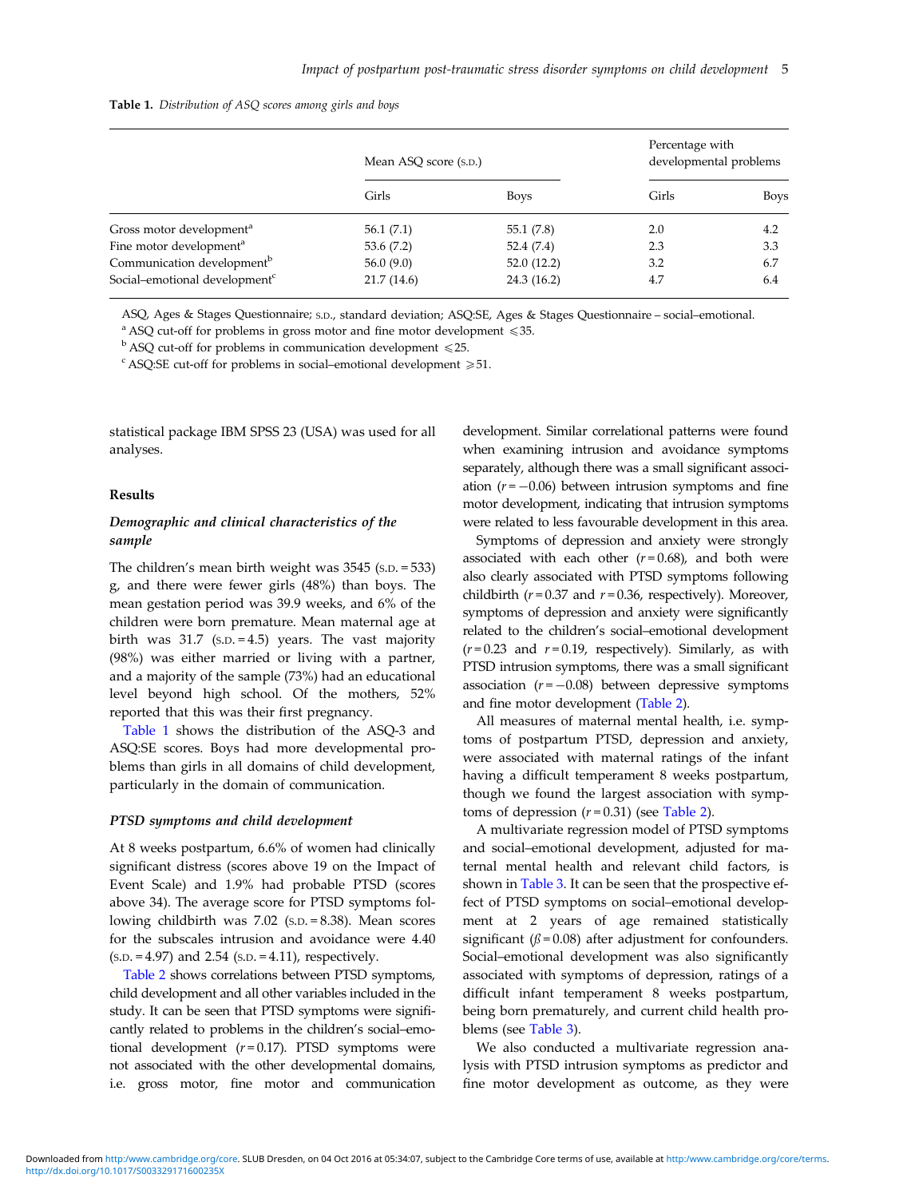**Table 1.** *Distribution of ASQ scores among girls and boys*

| | Mean ASQ score (S.D.) | | Percentage with developmental problems | |
|---|---|---|---|---|
| | Girls | Boys | Girls | Boys |
| Gross motor development[a] | 56.1 (7.1) | 55.1 (7.8) | 2.0 | 4.2 |
| Fine motor development[a] | 53.6 (7.2) | 52.4 (7.4) | 2.3 | 3.3 |
| Communication development[b] | 56.0 (9.0) | 52.0 (12.2) | 3.2 | 6.7 |
| Social–emotional development[c] | 21.7 (14.6) | 24.3 (16.2) | 4.7 | 6.4 |

ASQ, Ages & Stages Questionnaire; S.D., standard deviation; ASQ:SE, Ages & Stages Questionnaire – social–emotional.

[a] ASQ cut-off for problems in gross motor and fine motor development ⩽35.

[b] ASQ cut-off for problems in communication development ⩽25.

[c] ASQ:SE cut-off for problems in social–emotional development ⩾51.

statistical package IBM SPSS 23 (USA) was used for all analyses.

## Results

### *Demographic and clinical characteristics of the sample*

The children's mean birth weight was 3545 (S.D. = 533) g, and there were fewer girls (48%) than boys. The mean gestation period was 39.9 weeks, and 6% of the children were born premature. Mean maternal age at birth was 31.7 (S.D. = 4.5) years. The vast majority (98%) was either married or living with a partner, and a majority of the sample (73%) had an educational level beyond high school. Of the mothers, 52% reported that this was their first pregnancy.

Table 1 shows the distribution of the ASQ-3 and ASQ:SE scores. Boys had more developmental problems than girls in all domains of child development, particularly in the domain of communication.

### *PTSD symptoms and child development*

At 8 weeks postpartum, 6.6% of women had clinically significant distress (scores above 19 on the Impact of Event Scale) and 1.9% had probable PTSD (scores above 34). The average score for PTSD symptoms following childbirth was 7.02 (S.D. = 8.38). Mean scores for the subscales intrusion and avoidance were 4.40 (S.D. = 4.97) and 2.54 (S.D. = 4.11), respectively.

Table 2 shows correlations between PTSD symptoms, child development and all other variables included in the study. It can be seen that PTSD symptoms were significantly related to problems in the children's social–emotional development ($r = 0.17$). PTSD symptoms were not associated with the other developmental domains, i.e. gross motor, fine motor and communication development. Similar correlational patterns were found when examining intrusion and avoidance symptoms separately, although there was a small significant association ($r = -0.06$) between intrusion symptoms and fine motor development, indicating that intrusion symptoms were related to less favourable development in this area.

Symptoms of depression and anxiety were strongly associated with each other ($r = 0.68$), and both were also clearly associated with PTSD symptoms following childbirth ($r = 0.37$ and $r = 0.36$, respectively). Moreover, symptoms of depression and anxiety were significantly related to the children's social–emotional development ($r = 0.23$ and $r = 0.19$, respectively). Similarly, as with PTSD intrusion symptoms, there was a small significant association ($r = -0.08$) between depressive symptoms and fine motor development (Table 2).

All measures of maternal mental health, i.e. symptoms of postpartum PTSD, depression and anxiety, were associated with maternal ratings of the infant having a difficult temperament 8 weeks postpartum, though we found the largest association with symptoms of depression ($r = 0.31$) (see Table 2).

A multivariate regression model of PTSD symptoms and social–emotional development, adjusted for maternal mental health and relevant child factors, is shown in Table 3. It can be seen that the prospective effect of PTSD symptoms on social–emotional development at 2 years of age remained statistically significant ($\beta = 0.08$) after adjustment for confounders. Social–emotional development was also significantly associated with symptoms of depression, ratings of a difficult infant temperament 8 weeks postpartum, being born prematurely, and current child health problems (see Table 3).

We also conducted a multivariate regression analysis with PTSD intrusion symptoms as predictor and fine motor development as outcome, as they were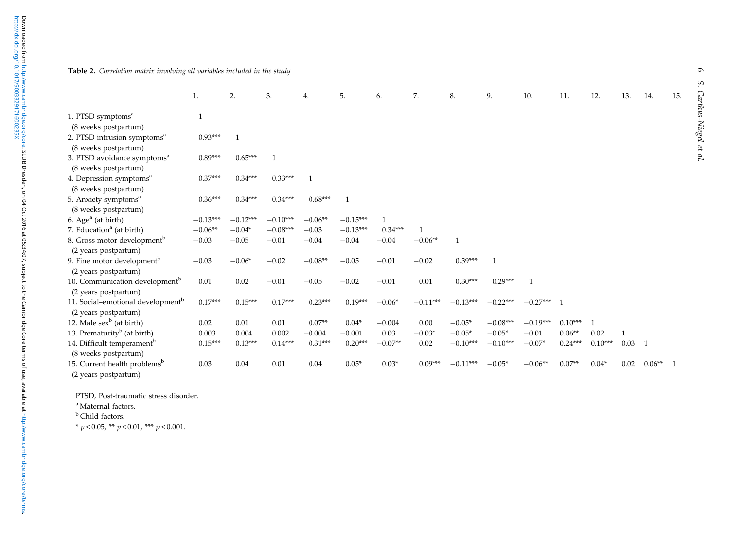**Table 2.** *Correlation matrix involving all variables included in the study*

| | 1. | 2. | 3. | 4. | 5. | 6. | 7. | 8. | 9. | 10. | 11. | 12. | 13. | 14. | 15. |
|---|---|---|---|---|---|---|---|---|---|---|---|---|---|---|---|
| 1. PTSD symptoms[a] (8 weeks postpartum) | 1 | | | | | | | | | | | | | | |
| 2. PTSD intrusion symptoms[a] (8 weeks postpartum) | 0.93*** | 1 | | | | | | | | | | | | | |
| 3. PTSD avoidance symptoms[a] (8 weeks postpartum) | 0.89*** | 0.65*** | 1 | | | | | | | | | | | | |
| 4. Depression symptoms[a] (8 weeks postpartum) | 0.37*** | 0.34*** | 0.33*** | 1 | | | | | | | | | | | |
| 5. Anxiety symptoms[a] (8 weeks postpartum) | 0.36*** | 0.34*** | 0.34*** | 0.68*** | 1 | | | | | | | | | | |
| 6. Age[a] (at birth) | −0.13*** | −0.12*** | −0.10*** | −0.06** | −0.15*** | 1 | | | | | | | | | |
| 7. Education[a] (at birth) | −0.06** | −0.04* | −0.08*** | −0.03 | −0.13*** | 0.34*** | 1 | | | | | | | | |
| 8. Gross motor development[b] (2 years postpartum) | −0.03 | −0.05 | −0.01 | −0.04 | −0.04 | −0.04 | −0.06** | 1 | | | | | | | |
| 9. Fine motor development[b] (2 years postpartum) | −0.03 | −0.06* | −0.02 | −0.08** | −0.05 | −0.01 | −0.02 | 0.39*** | 1 | | | | | | |
| 10. Communication development[b] (2 years postpartum) | 0.01 | 0.02 | −0.01 | −0.05 | −0.02 | −0.01 | 0.01 | 0.30*** | 0.29*** | 1 | | | | | |
| 11. Social–emotional development[b] (2 years postpartum) | 0.17*** | 0.15*** | 0.17*** | 0.23*** | 0.19*** | −0.06* | −0.11*** | −0.13*** | −0.22*** | −0.27*** | 1 | | | | |
| 12. Male sex[b] (at birth) | 0.02 | 0.01 | 0.01 | 0.07** | 0.04* | −0.004 | 0.00 | −0.05* | −0.08*** | −0.19*** | 0.10*** | 1 | | | |
| 13. Prematurity[b] (at birth) | 0.003 | 0.004 | 0.002 | −0.004 | −0.001 | 0.03 | −0.03* | −0.05* | −0.05* | −0.01 | 0.06** | 0.02 | 1 | | |
| 14. Difficult temperament[b] (8 weeks postpartum) | 0.15*** | 0.13*** | 0.14*** | 0.31*** | 0.20*** | −0.07** | 0.02 | −0.10*** | −0.10*** | −0.07* | 0.24*** | 0.10*** | 0.03 | 1 | |
| 15. Current health problems[b] (2 years postpartum) | 0.03 | 0.04 | 0.01 | 0.04 | 0.05* | 0.03* | 0.09*** | −0.11*** | −0.05* | −0.06** | 0.07** | 0.04* | 0.02 | 0.06** | 1 |

PTSD, Post-traumatic stress disorder.

[a] Maternal factors.

[b] Child factors.

* $p < 0.05$, ** $p < 0.01$, *** $p < 0.001$.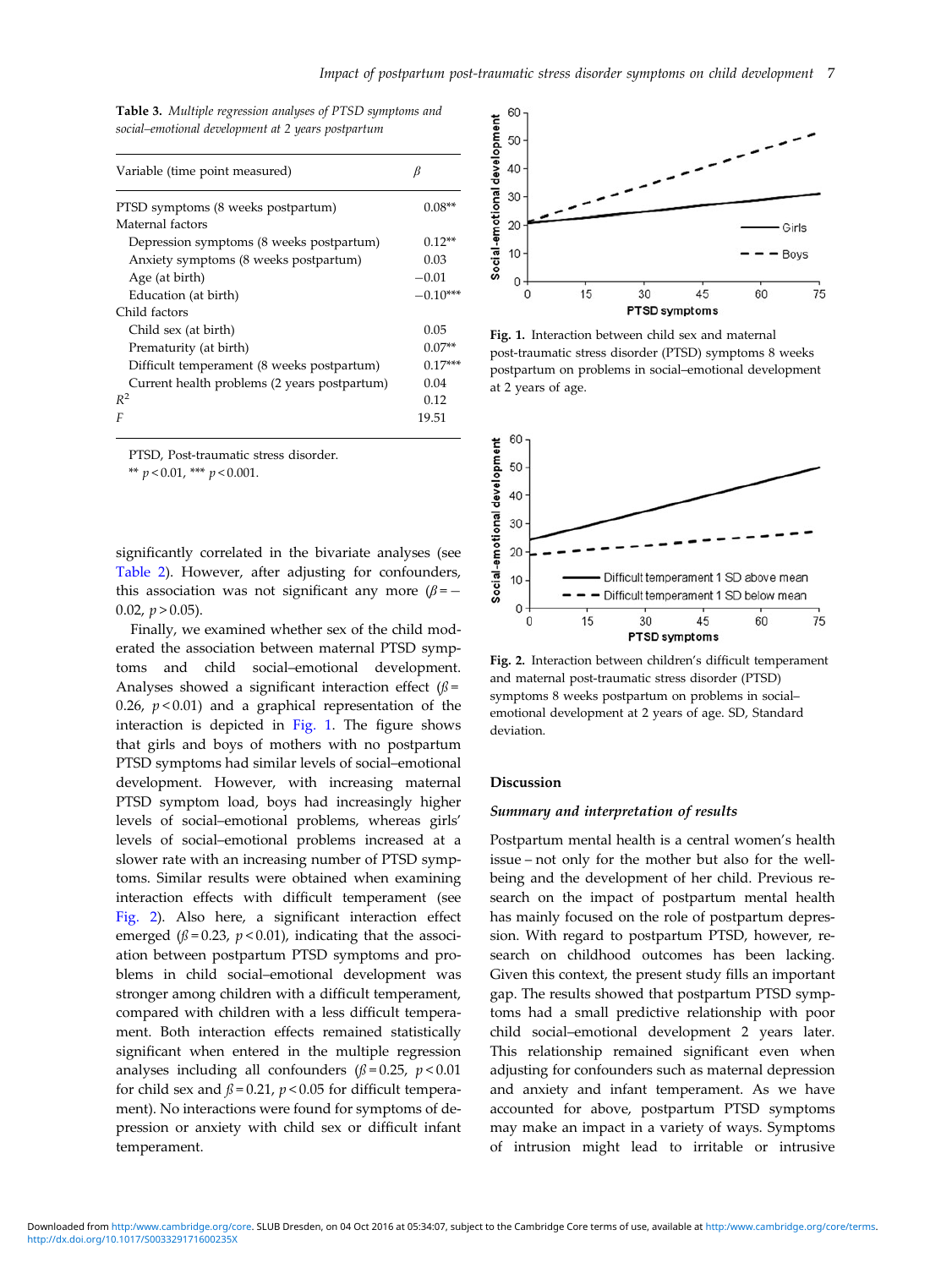**Table 3.** *Multiple regression analyses of PTSD symptoms and social–emotional development at 2 years postpartum*

| Variable (time point measured) | $\beta$ |
|---|---|
| PTSD symptoms (8 weeks postpartum) | 0.08** |
| Maternal factors | |
| Depression symptoms (8 weeks postpartum) | 0.12** |
| Anxiety symptoms (8 weeks postpartum) | 0.03 |
| Age (at birth) | −0.01 |
| Education (at birth) | −0.10*** |
| Child factors | |
| Child sex (at birth) | 0.05 |
| Prematurity (at birth) | 0.07** |
| Difficult temperament (8 weeks postpartum) | 0.17*** |
| Current health problems (2 years postpartum) | 0.04 |
| $R^2$ | 0.12 |
| $F$ | 19.51 |

PTSD, Post-traumatic stress disorder.
** $p < 0.01$, *** $p < 0.001$.

significantly correlated in the bivariate analyses (see Table 2). However, after adjusting for confounders, this association was not significant any more ($\beta = -0.02$, $p > 0.05$).

Finally, we examined whether sex of the child moderated the association between maternal PTSD symptoms and child social–emotional development. Analyses showed a significant interaction effect ($\beta = 0.26$, $p < 0.01$) and a graphical representation of the interaction is depicted in Fig. 1. The figure shows that girls and boys of mothers with no postpartum PTSD symptoms had similar levels of social–emotional development. However, with increasing maternal PTSD symptom load, boys had increasingly higher levels of social–emotional problems, whereas girls' levels of social–emotional problems increased at a slower rate with an increasing number of PTSD symptoms. Similar results were obtained when examining interaction effects with difficult temperament (see Fig. 2). Also here, a significant interaction effect emerged ($\beta = 0.23$, $p < 0.01$), indicating that the association between postpartum PTSD symptoms and problems in child social–emotional development was stronger among children with a difficult temperament, compared with children with a less difficult temperament. Both interaction effects remained statistically significant when entered in the multiple regression analyses including all confounders ($\beta = 0.25$, $p < 0.01$ for child sex and $\beta = 0.21$, $p < 0.05$ for difficult temperament). No interactions were found for symptoms of depression or anxiety with child sex or difficult infant temperament.

**Fig. 1.** Interaction between child sex and maternal post-traumatic stress disorder (PTSD) symptoms 8 weeks postpartum on problems in social–emotional development at 2 years of age.

**Fig. 2.** Interaction between children's difficult temperament and maternal post-traumatic stress disorder (PTSD) symptoms 8 weeks postpartum on problems in social–emotional development at 2 years of age. SD, Standard deviation.

## Discussion

### *Summary and interpretation of results*

Postpartum mental health is a central women's health issue – not only for the mother but also for the well-being and the development of her child. Previous research on the impact of postpartum mental health has mainly focused on the role of postpartum depression. With regard to postpartum PTSD, however, research on childhood outcomes has been lacking. Given this context, the present study fills an important gap. The results showed that postpartum PTSD symptoms had a small predictive relationship with poor child social–emotional development 2 years later. This relationship remained significant even when adjusting for confounders such as maternal depression and anxiety and infant temperament. As we have accounted for above, postpartum PTSD symptoms may make an impact in a variety of ways. Symptoms of intrusion might lead to irritable or intrusive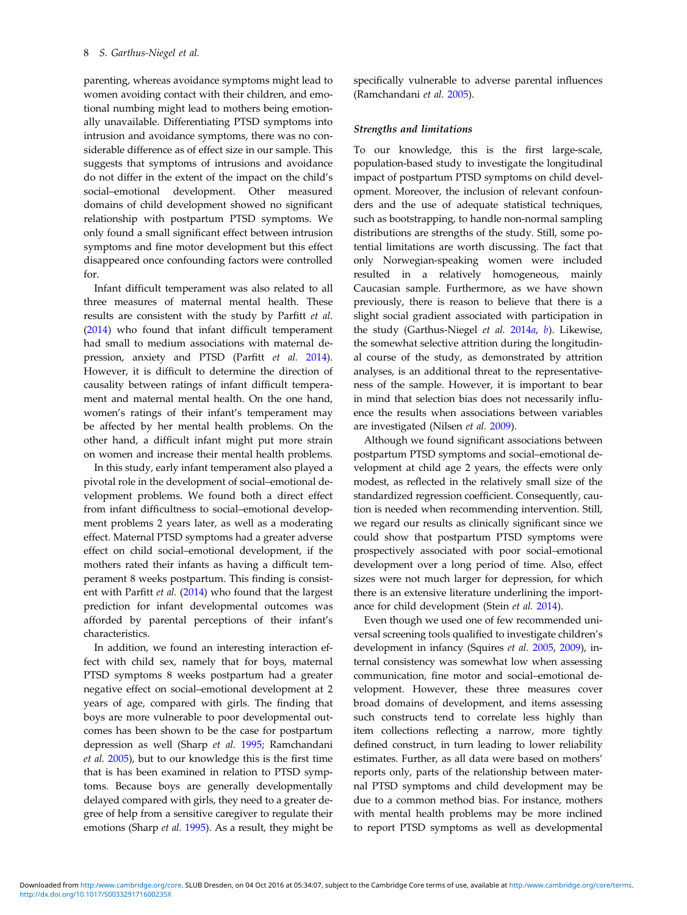parenting, whereas avoidance symptoms might lead to women avoiding contact with their children, and emotional numbing might lead to mothers being emotionally unavailable. Differentiating PTSD symptoms into intrusion and avoidance symptoms, there was no considerable difference as of effect size in our sample. This suggests that symptoms of intrusions and avoidance do not differ in the extent of the impact on the child's social–emotional development. Other measured domains of child development showed no significant relationship with postpartum PTSD symptoms. We only found a small significant effect between intrusion symptoms and fine motor development but this effect disappeared once confounding factors were controlled for.

Infant difficult temperament was also related to all three measures of maternal mental health. These results are consistent with the study by Parfitt *et al.* (2014) who found that infant difficult temperament had small to medium associations with maternal depression, anxiety and PTSD (Parfitt *et al.* 2014). However, it is difficult to determine the direction of causality between ratings of infant difficult temperament and maternal mental health. On the one hand, women's ratings of their infant's temperament may be affected by her mental health problems. On the other hand, a difficult infant might put more strain on women and increase their mental health problems.

In this study, early infant temperament also played a pivotal role in the development of social–emotional development problems. We found both a direct effect from infant difficultness to social–emotional development problems 2 years later, as well as a moderating effect. Maternal PTSD symptoms had a greater adverse effect on child social–emotional development, if the mothers rated their infants as having a difficult temperament 8 weeks postpartum. This finding is consistent with Parfitt *et al.* (2014) who found that the largest prediction for infant developmental outcomes was afforded by parental perceptions of their infant's characteristics.

In addition, we found an interesting interaction effect with child sex, namely that for boys, maternal PTSD symptoms 8 weeks postpartum had a greater negative effect on social–emotional development at 2 years of age, compared with girls. The finding that boys are more vulnerable to poor developmental outcomes has been shown to be the case for postpartum depression as well (Sharp *et al.* 1995; Ramchandani *et al.* 2005), but to our knowledge this is the first time that is has been examined in relation to PTSD symptoms. Because boys are generally developmentally delayed compared with girls, they need to a greater degree of help from a sensitive caregiver to regulate their emotions (Sharp *et al.* 1995). As a result, they might be specifically vulnerable to adverse parental influences (Ramchandani *et al.* 2005).

### *Strengths and limitations*

To our knowledge, this is the first large-scale, population-based study to investigate the longitudinal impact of postpartum PTSD symptoms on child development. Moreover, the inclusion of relevant confounders and the use of adequate statistical techniques, such as bootstrapping, to handle non-normal sampling distributions are strengths of the study. Still, some potential limitations are worth discussing. The fact that only Norwegian-speaking women were included resulted in a relatively homogeneous, mainly Caucasian sample. Furthermore, as we have shown previously, there is reason to believe that there is a slight social gradient associated with participation in the study (Garthus-Niegel *et al.* 2014*a*, *b*). Likewise, the somewhat selective attrition during the longitudinal course of the study, as demonstrated by attrition analyses, is an additional threat to the representativeness of the sample. However, it is important to bear in mind that selection bias does not necessarily influence the results when associations between variables are investigated (Nilsen *et al.* 2009).

Although we found significant associations between postpartum PTSD symptoms and social–emotional development at child age 2 years, the effects were only modest, as reflected in the relatively small size of the standardized regression coefficient. Consequently, caution is needed when recommending intervention. Still, we regard our results as clinically significant since we could show that postpartum PTSD symptoms were prospectively associated with poor social–emotional development over a long period of time. Also, effect sizes were not much larger for depression, for which there is an extensive literature underlining the importance for child development (Stein *et al.* 2014).

Even though we used one of few recommended universal screening tools qualified to investigate children's development in infancy (Squires *et al.* 2005, 2009), internal consistency was somewhat low when assessing communication, fine motor and social–emotional development. However, these three measures cover broad domains of development, and items assessing such constructs tend to correlate less highly than item collections reflecting a narrow, more tightly defined construct, in turn leading to lower reliability estimates. Further, as all data were based on mothers' reports only, parts of the relationship between maternal PTSD symptoms and child development may be due to a common method bias. For instance, mothers with mental health problems may be more inclined to report PTSD symptoms as well as developmental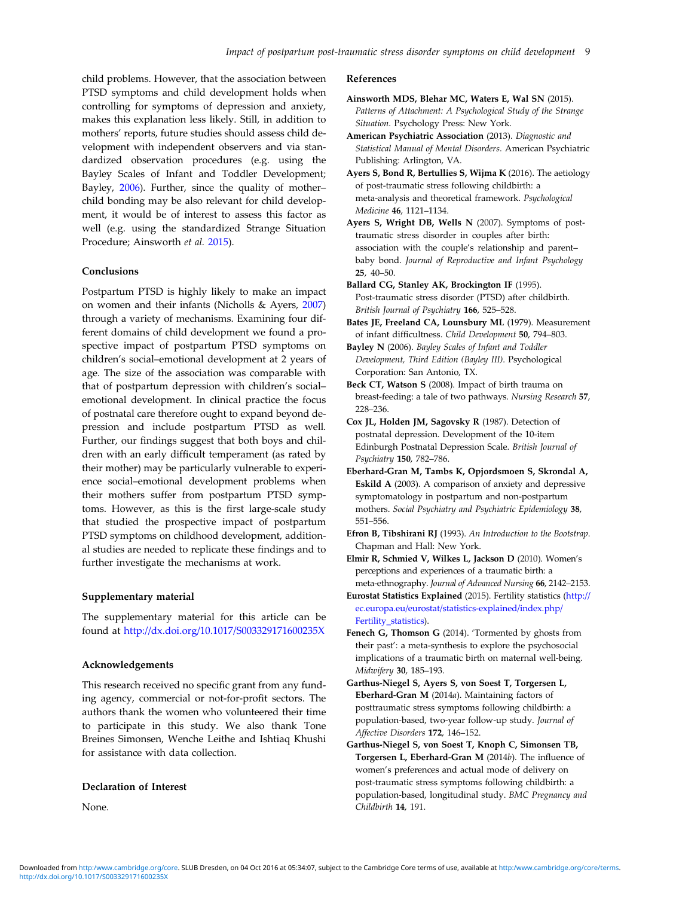child problems. However, that the association between PTSD symptoms and child development holds when controlling for symptoms of depression and anxiety, makes this explanation less likely. Still, in addition to mothers' reports, future studies should assess child development with independent observers and via standardized observation procedures (e.g. using the Bayley Scales of Infant and Toddler Development; Bayley, 2006). Further, since the quality of mother–child bonding may be also relevant for child development, it would be of interest to assess this factor as well (e.g. using the standardized Strange Situation Procedure; Ainsworth *et al.* 2015).

### Conclusions

Postpartum PTSD is highly likely to make an impact on women and their infants (Nicholls & Ayers, 2007) through a variety of mechanisms. Examining four different domains of child development we found a prospective impact of postpartum PTSD symptoms on children's social–emotional development at 2 years of age. The size of the association was comparable with that of postpartum depression with children's social–emotional development. In clinical practice the focus of postnatal care therefore ought to expand beyond depression and include postpartum PTSD as well. Further, our findings suggest that both boys and children with an early difficult temperament (as rated by their mother) may be particularly vulnerable to experience social–emotional development problems when their mothers suffer from postpartum PTSD symptoms. However, as this is the first large-scale study that studied the prospective impact of postpartum PTSD symptoms on childhood development, additional studies are needed to replicate these findings and to further investigate the mechanisms at work.

### Supplementary material

The supplementary material for this article can be found at http://dx.doi.org/10.1017/S003329171600235X

### Acknowledgements

This research received no specific grant from any funding agency, commercial or not-for-profit sectors. The authors thank the women who volunteered their time to participate in this study. We also thank Tone Breines Simonsen, Wenche Leithe and Ishtiaq Khushi for assistance with data collection.

### Declaration of Interest

None.

### References

**Ainsworth MDS, Blehar MC, Waters E, Wal SN** (2015). *Patterns of Attachment: A Psychological Study of the Strange Situation*. Psychology Press: New York.

**American Psychiatric Association** (2013). *Diagnostic and Statistical Manual of Mental Disorders*. American Psychiatric Publishing: Arlington, VA.

**Ayers S, Bond R, Bertullies S, Wijma K** (2016). The aetiology of post-traumatic stress following childbirth: a meta-analysis and theoretical framework. *Psychological Medicine* **46**, 1121–1134.

**Ayers S, Wright DB, Wells N** (2007). Symptoms of post-traumatic stress disorder in couples after birth: association with the couple's relationship and parent–baby bond. *Journal of Reproductive and Infant Psychology* **25**, 40–50.

**Ballard CG, Stanley AK, Brockington IF** (1995). Post-traumatic stress disorder (PTSD) after childbirth. *British Journal of Psychiatry* **166**, 525–528.

**Bates JE, Freeland CA, Lounsbury ML** (1979). Measurement of infant difficultness. *Child Development* **50**, 794–803.

**Bayley N** (2006). *Bayley Scales of Infant and Toddler Development, Third Edition (Bayley III)*. Psychological Corporation: San Antonio, TX.

**Beck CT, Watson S** (2008). Impact of birth trauma on breast-feeding: a tale of two pathways. *Nursing Research* **57**, 228–236.

**Cox JL, Holden JM, Sagovsky R** (1987). Detection of postnatal depression. Development of the 10-item Edinburgh Postnatal Depression Scale. *British Journal of Psychiatry* **150**, 782–786.

**Eberhard-Gran M, Tambs K, Opjordsmoen S, Skrondal A, Eskild A** (2003). A comparison of anxiety and depressive symptomatology in postpartum and non-postpartum mothers. *Social Psychiatry and Psychiatric Epidemiology* **38**, 551–556.

**Efron B, Tibshirani RJ** (1993). *An Introduction to the Bootstrap*. Chapman and Hall: New York.

**Elmir R, Schmied V, Wilkes L, Jackson D** (2010). Women's perceptions and experiences of a traumatic birth: a meta-ethnography. *Journal of Advanced Nursing* **66**, 2142–2153.

**Eurostat Statistics Explained** (2015). Fertility statistics (http://ec.europa.eu/eurostat/statistics-explained/index.php/Fertility_statistics).

**Fenech G, Thomson G** (2014). 'Tormented by ghosts from their past': a meta-synthesis to explore the psychosocial implications of a traumatic birth on maternal well-being. *Midwifery* **30**, 185–193.

**Garthus-Niegel S, Ayers S, von Soest T, Torgersen L, Eberhard-Gran M** (2014*a*). Maintaining factors of posttraumatic stress symptoms following childbirth: a population-based, two-year follow-up study. *Journal of Affective Disorders* **172**, 146–152.

**Garthus-Niegel S, von Soest T, Knoph C, Simonsen TB, Torgersen L, Eberhard-Gran M** (2014*b*). The influence of women's preferences and actual mode of delivery on post-traumatic stress symptoms following childbirth: a population-based, longitudinal study. *BMC Pregnancy and Childbirth* **14**, 191.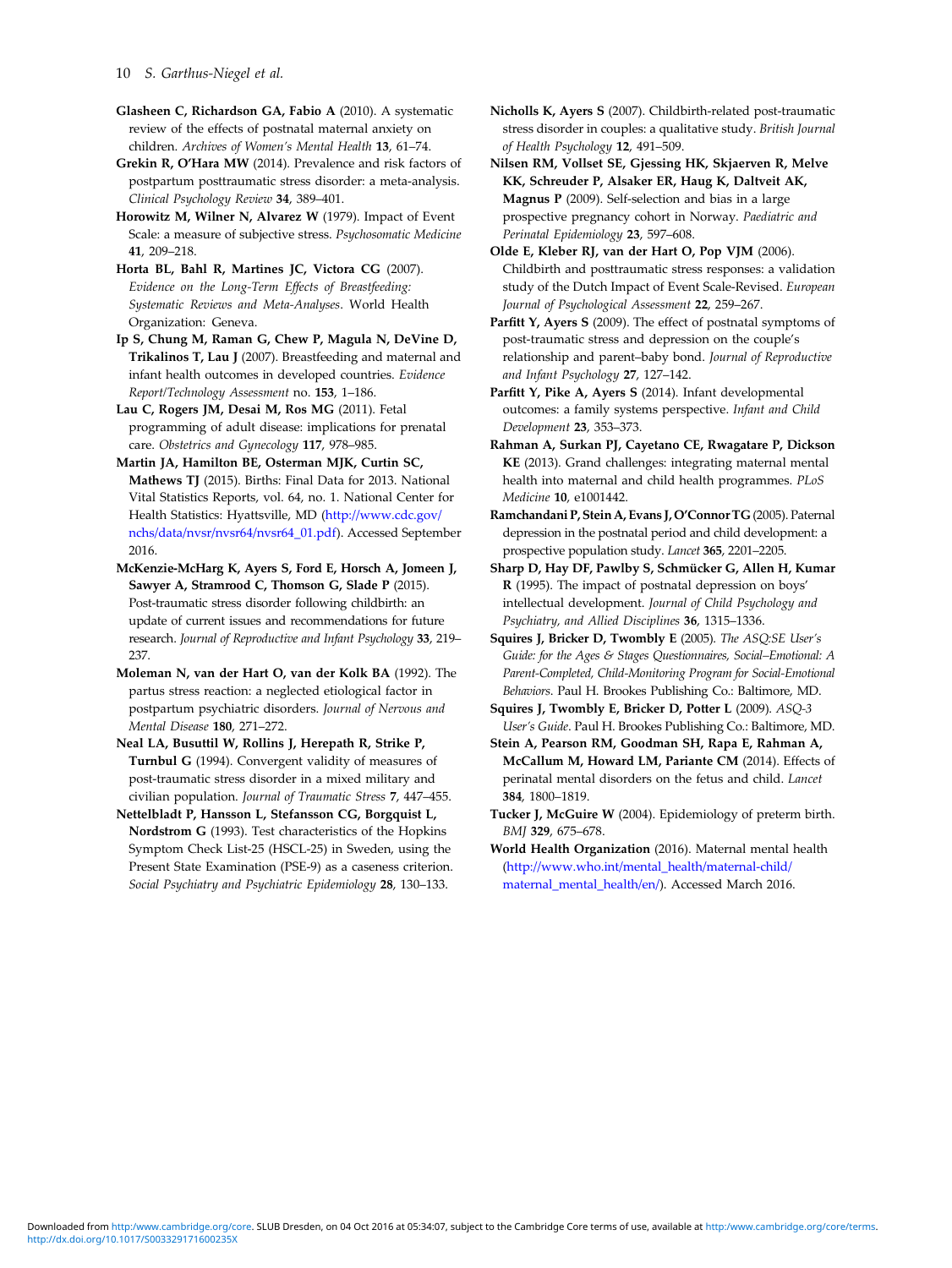**Glasheen C, Richardson GA, Fabio A** (2010). A systematic review of the effects of postnatal maternal anxiety on children. *Archives of Women's Mental Health* **13**, 61–74.

**Grekin R, O'Hara MW** (2014). Prevalence and risk factors of postpartum posttraumatic stress disorder: a meta-analysis. *Clinical Psychology Review* **34**, 389–401.

**Horowitz M, Wilner N, Alvarez W** (1979). Impact of Event Scale: a measure of subjective stress. *Psychosomatic Medicine* **41**, 209–218.

**Horta BL, Bahl R, Martines JC, Victora CG** (2007). *Evidence on the Long-Term Effects of Breastfeeding: Systematic Reviews and Meta-Analyses*. World Health Organization: Geneva.

**Ip S, Chung M, Raman G, Chew P, Magula N, DeVine D, Trikalinos T, Lau J** (2007). Breastfeeding and maternal and infant health outcomes in developed countries. *Evidence Report/Technology Assessment* no. **153**, 1–186.

**Lau C, Rogers JM, Desai M, Ros MG** (2011). Fetal programming of adult disease: implications for prenatal care. *Obstetrics and Gynecology* **117**, 978–985.

**Martin JA, Hamilton BE, Osterman MJK, Curtin SC, Mathews TJ** (2015). Births: Final Data for 2013. National Vital Statistics Reports, vol. 64, no. 1. National Center for Health Statistics: Hyattsville, MD (http://www.cdc.gov/nchs/data/nvsr/nvsr64/nvsr64_01.pdf). Accessed September 2016.

**McKenzie-McHarg K, Ayers S, Ford E, Horsch A, Jomeen J, Sawyer A, Stramrood C, Thomson G, Slade P** (2015). Post-traumatic stress disorder following childbirth: an update of current issues and recommendations for future research. *Journal of Reproductive and Infant Psychology* **33**, 219–237.

**Moleman N, van der Hart O, van der Kolk BA** (1992). The partus stress reaction: a neglected etiological factor in postpartum psychiatric disorders. *Journal of Nervous and Mental Disease* **180**, 271–272.

**Neal LA, Busuttil W, Rollins J, Herepath R, Strike P, Turnbul G** (1994). Convergent validity of measures of post-traumatic stress disorder in a mixed military and civilian population. *Journal of Traumatic Stress* **7**, 447–455.

**Nettelbladt P, Hansson L, Stefansson CG, Borgquist L, Nordstrom G** (1993). Test characteristics of the Hopkins Symptom Check List-25 (HSCL-25) in Sweden, using the Present State Examination (PSE-9) as a caseness criterion. *Social Psychiatry and Psychiatric Epidemiology* **28**, 130–133.

**Nicholls K, Ayers S** (2007). Childbirth-related post-traumatic stress disorder in couples: a qualitative study. *British Journal of Health Psychology* **12**, 491–509.

**Nilsen RM, Vollset SE, Gjessing HK, Skjaerven R, Melve KK, Schreuder P, Alsaker ER, Haug K, Daltveit AK, Magnus P** (2009). Self-selection and bias in a large prospective pregnancy cohort in Norway. *Paediatric and Perinatal Epidemiology* **23**, 597–608.

**Olde E, Kleber RJ, van der Hart O, Pop VJM** (2006). Childbirth and posttraumatic stress responses: a validation study of the Dutch Impact of Event Scale-Revised. *European Journal of Psychological Assessment* **22**, 259–267.

**Parfitt Y, Ayers S** (2009). The effect of postnatal symptoms of post-traumatic stress and depression on the couple's relationship and parent–baby bond. *Journal of Reproductive and Infant Psychology* **27**, 127–142.

**Parfitt Y, Pike A, Ayers S** (2014). Infant developmental outcomes: a family systems perspective. *Infant and Child Development* **23**, 353–373.

**Rahman A, Surkan PJ, Cayetano CE, Rwagatare P, Dickson KE** (2013). Grand challenges: integrating maternal mental health into maternal and child health programmes. *PLoS Medicine* **10**, e1001442.

**Ramchandani P, Stein A, Evans J, O'Connor TG** (2005). Paternal depression in the postnatal period and child development: a prospective population study. *Lancet* **365**, 2201–2205.

**Sharp D, Hay DF, Pawlby S, Schmücker G, Allen H, Kumar R** (1995). The impact of postnatal depression on boys' intellectual development. *Journal of Child Psychology and Psychiatry, and Allied Disciplines* **36**, 1315–1336.

**Squires J, Bricker D, Twombly E** (2005). *The ASQ:SE User's Guide: for the Ages & Stages Questionnaires, Social–Emotional: A Parent-Completed, Child-Monitoring Program for Social-Emotional Behaviors*. Paul H. Brookes Publishing Co.: Baltimore, MD.

**Squires J, Twombly E, Bricker D, Potter L** (2009). *ASQ-3 User's Guide*. Paul H. Brookes Publishing Co.: Baltimore, MD.

**Stein A, Pearson RM, Goodman SH, Rapa E, Rahman A, McCallum M, Howard LM, Pariante CM** (2014). Effects of perinatal mental disorders on the fetus and child. *Lancet* **384**, 1800–1819.

**Tucker J, McGuire W** (2004). Epidemiology of preterm birth. *BMJ* **329**, 675–678.

**World Health Organization** (2016). Maternal mental health (http://www.who.int/mental_health/maternal-child/maternal_mental_health/en/). Accessed March 2016.